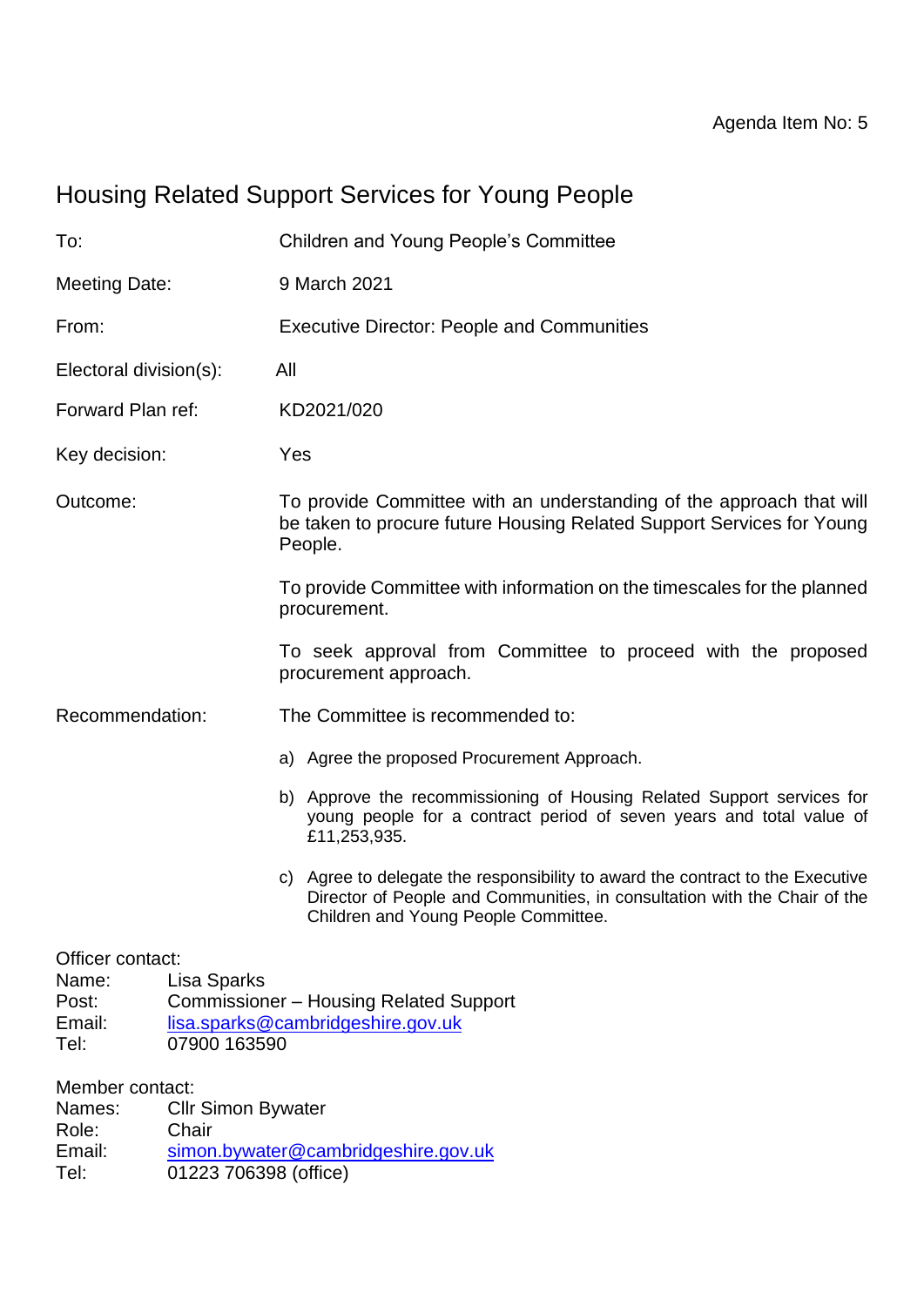Agenda Item No: 5

# Housing Related Support Services for Young People

| | |
|---|---|
| To: | Children and Young People's Committee |
| Meeting Date: | 9 March 2021 |
| From: | Executive Director: People and Communities |
| Electoral division(s): | All |
| Forward Plan ref: | KD2021/020 |
| Key decision: | Yes |

Outcome:

To provide Committee with an understanding of the approach that will be taken to procure future Housing Related Support Services for Young People.

To provide Committee with information on the timescales for the planned procurement.

To seek approval from Committee to proceed with the proposed procurement approach.

Recommendation:

The Committee is recommended to:

a) Agree the proposed Procurement Approach.

b) Approve the recommissioning of Housing Related Support services for young people for a contract period of seven years and total value of £11,253,935.

c) Agree to delegate the responsibility to award the contract to the Executive Director of People and Communities, in consultation with the Chair of the Children and Young People Committee.

Officer contact:
Name: Lisa Sparks
Post: Commissioner – Housing Related Support
Email: lisa.sparks@cambridgeshire.gov.uk
Tel: 07900 163590

Member contact:
Names: Cllr Simon Bywater
Role: Chair
Email: simon.bywater@cambridgeshire.gov.uk
Tel: 01223 706398 (office)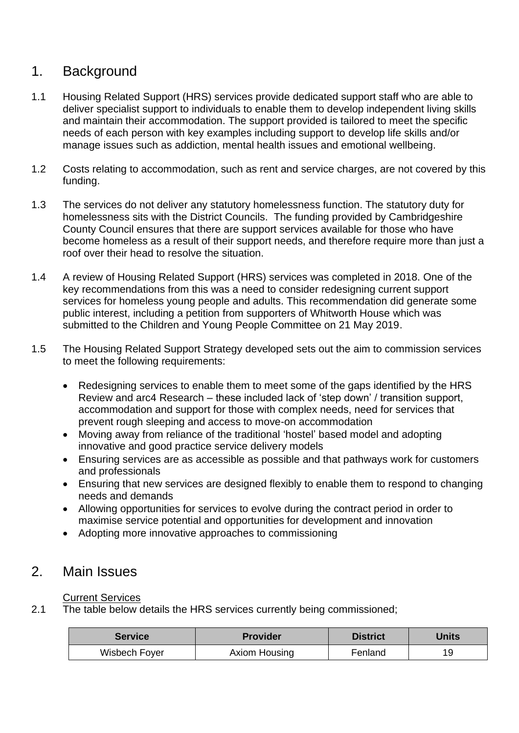## 1. Background

1.1 Housing Related Support (HRS) services provide dedicated support staff who are able to deliver specialist support to individuals to enable them to develop independent living skills and maintain their accommodation. The support provided is tailored to meet the specific needs of each person with key examples including support to develop life skills and/or manage issues such as addiction, mental health issues and emotional wellbeing.

1.2 Costs relating to accommodation, such as rent and service charges, are not covered by this funding.

1.3 The services do not deliver any statutory homelessness function. The statutory duty for homelessness sits with the District Councils. The funding provided by Cambridgeshire County Council ensures that there are support services available for those who have become homeless as a result of their support needs, and therefore require more than just a roof over their head to resolve the situation.

1.4 A review of Housing Related Support (HRS) services was completed in 2018. One of the key recommendations from this was a need to consider redesigning current support services for homeless young people and adults. This recommendation did generate some public interest, including a petition from supporters of Whitworth House which was submitted to the Children and Young People Committee on 21 May 2019.

1.5 The Housing Related Support Strategy developed sets out the aim to commission services to meet the following requirements:

- Redesigning services to enable them to meet some of the gaps identified by the HRS Review and arc4 Research – these included lack of 'step down' / transition support, accommodation and support for those with complex needs, need for services that prevent rough sleeping and access to move-on accommodation
- Moving away from reliance of the traditional 'hostel' based model and adopting innovative and good practice service delivery models
- Ensuring services are as accessible as possible and that pathways work for customers and professionals
- Ensuring that new services are designed flexibly to enable them to respond to changing needs and demands
- Allowing opportunities for services to evolve during the contract period in order to maximise service potential and opportunities for development and innovation
- Adopting more innovative approaches to commissioning

## 2. Main Issues

Current Services

2.1 The table below details the HRS services currently being commissioned;

| Service | Provider | District | Units |
|---|---|---|---|
| Wisbech Foyer | Axiom Housing | Fenland | 19 |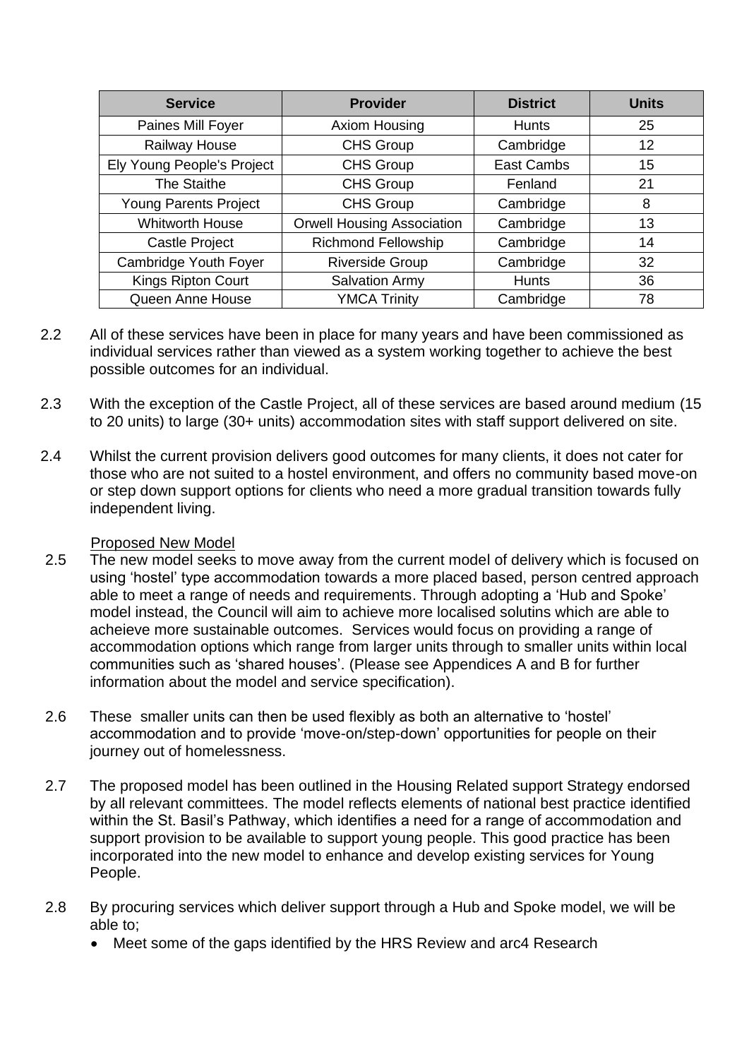| Service | Provider | District | Units |
|---|---|---|---|
| Paines Mill Foyer | Axiom Housing | Hunts | 25 |
| Railway House | CHS Group | Cambridge | 12 |
| Ely Young People's Project | CHS Group | East Cambs | 15 |
| The Staithe | CHS Group | Fenland | 21 |
| Young Parents Project | CHS Group | Cambridge | 8 |
| Whitworth House | Orwell Housing Association | Cambridge | 13 |
| Castle Project | Richmond Fellowship | Cambridge | 14 |
| Cambridge Youth Foyer | Riverside Group | Cambridge | 32 |
| Kings Ripton Court | Salvation Army | Hunts | 36 |
| Queen Anne House | YMCA Trinity | Cambridge | 78 |

2.2 All of these services have been in place for many years and have been commissioned as individual services rather than viewed as a system working together to achieve the best possible outcomes for an individual.

2.3 With the exception of the Castle Project, all of these services are based around medium (15 to 20 units) to large (30+ units) accommodation sites with staff support delivered on site.

2.4 Whilst the current provision delivers good outcomes for many clients, it does not cater for those who are not suited to a hostel environment, and offers no community based move-on or step down support options for clients who need a more gradual transition towards fully independent living.

Proposed New Model

2.5 The new model seeks to move away from the current model of delivery which is focused on using 'hostel' type accommodation towards a more placed based, person centred approach able to meet a range of needs and requirements. Through adopting a 'Hub and Spoke' model instead, the Council will aim to achieve more localised solutins which are able to acheieve more sustainable outcomes. Services would focus on providing a range of accommodation options which range from larger units through to smaller units within local communities such as 'shared houses'. (Please see Appendices A and B for further information about the model and service specification).

2.6 These smaller units can then be used flexibly as both an alternative to 'hostel' accommodation and to provide 'move-on/step-down' opportunities for people on their journey out of homelessness.

2.7 The proposed model has been outlined in the Housing Related support Strategy endorsed by all relevant committees. The model reflects elements of national best practice identified within the St. Basil's Pathway, which identifies a need for a range of accommodation and support provision to be available to support young people. This good practice has been incorporated into the new model to enhance and develop existing services for Young People.

2.8 By procuring services which deliver support through a Hub and Spoke model, we will be able to;

- Meet some of the gaps identified by the HRS Review and arc4 Research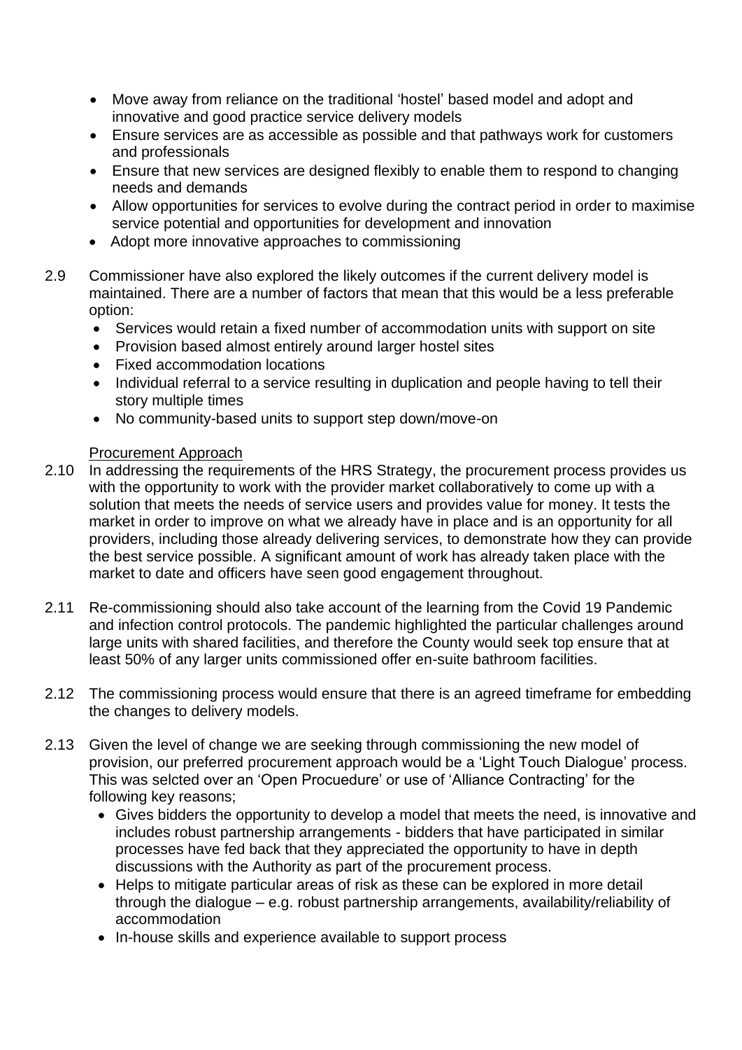- Move away from reliance on the traditional 'hostel' based model and adopt and innovative and good practice service delivery models
- Ensure services are as accessible as possible and that pathways work for customers and professionals
- Ensure that new services are designed flexibly to enable them to respond to changing needs and demands
- Allow opportunities for services to evolve during the contract period in order to maximise service potential and opportunities for development and innovation
- Adopt more innovative approaches to commissioning

2.9 Commissioner have also explored the likely outcomes if the current delivery model is maintained. There are a number of factors that mean that this would be a less preferable option:

- Services would retain a fixed number of accommodation units with support on site
- Provision based almost entirely around larger hostel sites
- Fixed accommodation locations
- Individual referral to a service resulting in duplication and people having to tell their story multiple times
- No community-based units to support step down/move-on

Procurement Approach

2.10 In addressing the requirements of the HRS Strategy, the procurement process provides us with the opportunity to work with the provider market collaboratively to come up with a solution that meets the needs of service users and provides value for money. It tests the market in order to improve on what we already have in place and is an opportunity for all providers, including those already delivering services, to demonstrate how they can provide the best service possible. A significant amount of work has already taken place with the market to date and officers have seen good engagement throughout.

2.11 Re-commissioning should also take account of the learning from the Covid 19 Pandemic and infection control protocols. The pandemic highlighted the particular challenges around large units with shared facilities, and therefore the County would seek top ensure that at least 50% of any larger units commissioned offer en-suite bathroom facilities.

2.12 The commissioning process would ensure that there is an agreed timeframe for embedding the changes to delivery models.

2.13 Given the level of change we are seeking through commissioning the new model of provision, our preferred procurement approach would be a 'Light Touch Dialogue' process. This was selcted over an 'Open Procuedure' or use of 'Alliance Contracting' for the following key reasons;

- Gives bidders the opportunity to develop a model that meets the need, is innovative and includes robust partnership arrangements - bidders that have participated in similar processes have fed back that they appreciated the opportunity to have in depth discussions with the Authority as part of the procurement process.
- Helps to mitigate particular areas of risk as these can be explored in more detail through the dialogue – e.g. robust partnership arrangements, availability/reliability of accommodation
- In-house skills and experience available to support process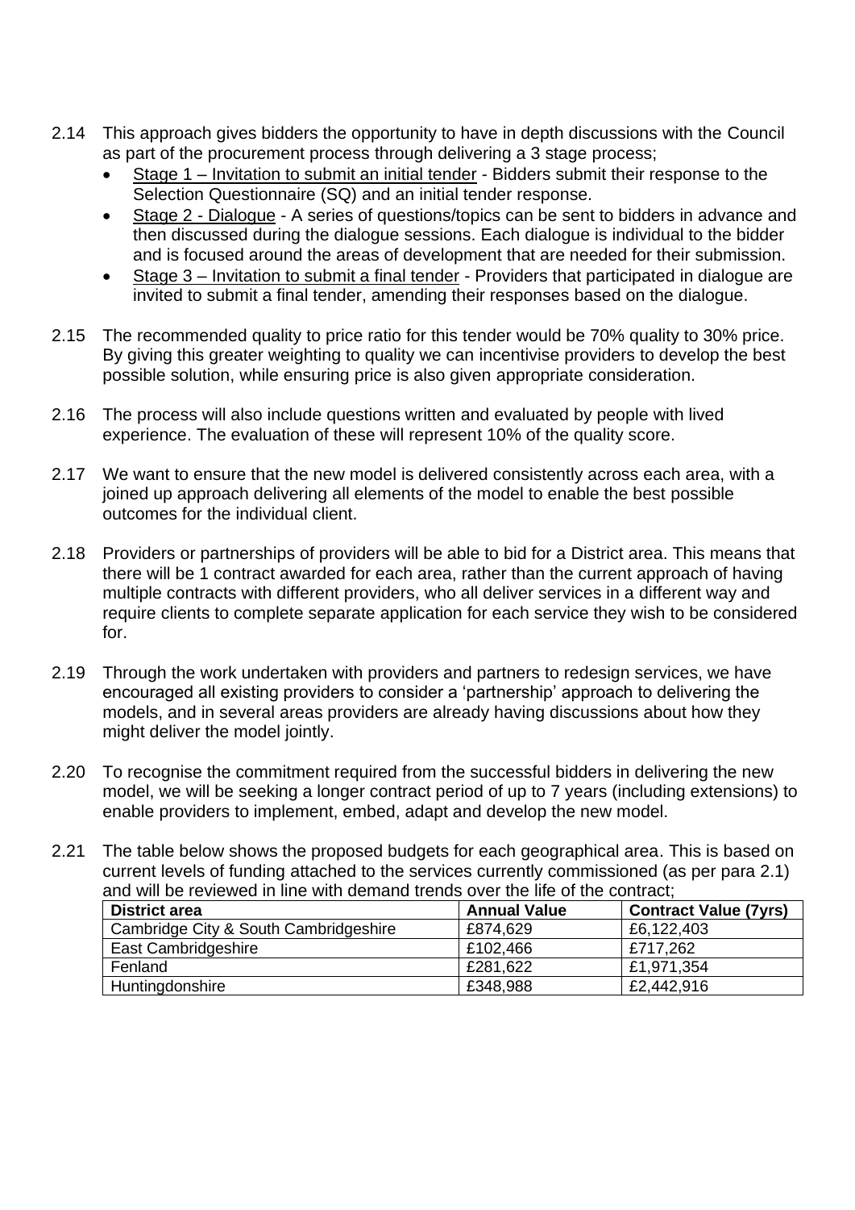2.14 This approach gives bidders the opportunity to have in depth discussions with the Council as part of the procurement process through delivering a 3 stage process;

- Stage 1 – Invitation to submit an initial tender - Bidders submit their response to the Selection Questionnaire (SQ) and an initial tender response.
- Stage 2 - Dialogue - A series of questions/topics can be sent to bidders in advance and then discussed during the dialogue sessions. Each dialogue is individual to the bidder and is focused around the areas of development that are needed for their submission.
- Stage 3 – Invitation to submit a final tender - Providers that participated in dialogue are invited to submit a final tender, amending their responses based on the dialogue.

2.15 The recommended quality to price ratio for this tender would be 70% quality to 30% price. By giving this greater weighting to quality we can incentivise providers to develop the best possible solution, while ensuring price is also given appropriate consideration.

2.16 The process will also include questions written and evaluated by people with lived experience. The evaluation of these will represent 10% of the quality score.

2.17 We want to ensure that the new model is delivered consistently across each area, with a joined up approach delivering all elements of the model to enable the best possible outcomes for the individual client.

2.18 Providers or partnerships of providers will be able to bid for a District area. This means that there will be 1 contract awarded for each area, rather than the current approach of having multiple contracts with different providers, who all deliver services in a different way and require clients to complete separate application for each service they wish to be considered for.

2.19 Through the work undertaken with providers and partners to redesign services, we have encouraged all existing providers to consider a 'partnership' approach to delivering the models, and in several areas providers are already having discussions about how they might deliver the model jointly.

2.20 To recognise the commitment required from the successful bidders in delivering the new model, we will be seeking a longer contract period of up to 7 years (including extensions) to enable providers to implement, embed, adapt and develop the new model.

2.21 The table below shows the proposed budgets for each geographical area. This is based on current levels of funding attached to the services currently commissioned (as per para 2.1) and will be reviewed in line with demand trends over the life of the contract;

| District area | Annual Value | Contract Value (7yrs) |
|---|---|---|
| Cambridge City & South Cambridgeshire | £874,629 | £6,122,403 |
| East Cambridgeshire | £102,466 | £717,262 |
| Fenland | £281,622 | £1,971,354 |
| Huntingdonshire | £348,988 | £2,442,916 |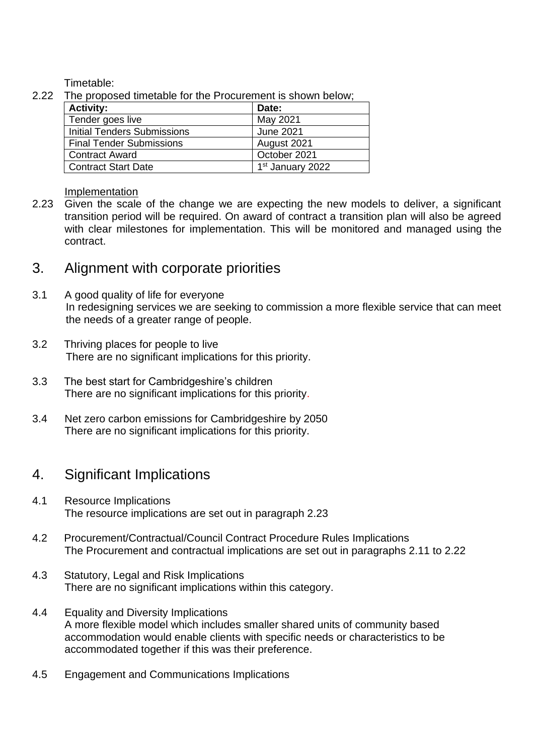Timetable:

2.22 The proposed timetable for the Procurement is shown below;

| Activity: | Date: |
|---|---|
| Tender goes live | May 2021 |
| Initial Tenders Submissions | June 2021 |
| Final Tender Submissions | August 2021 |
| Contract Award | October 2021 |
| Contract Start Date | 1st January 2022 |

Implementation

2.23 Given the scale of the change we are expecting the new models to deliver, a significant transition period will be required. On award of contract a transition plan will also be agreed with clear milestones for implementation. This will be monitored and managed using the contract.

## 3. Alignment with corporate priorities

3.1 A good quality of life for everyone
In redesigning services we are seeking to commission a more flexible service that can meet the needs of a greater range of people.

3.2 Thriving places for people to live
There are no significant implications for this priority.

3.3 The best start for Cambridgeshire's children
There are no significant implications for this priority.

3.4 Net zero carbon emissions for Cambridgeshire by 2050
There are no significant implications for this priority.

## 4. Significant Implications

4.1 Resource Implications
The resource implications are set out in paragraph 2.23

4.2 Procurement/Contractual/Council Contract Procedure Rules Implications
The Procurement and contractual implications are set out in paragraphs 2.11 to 2.22

4.3 Statutory, Legal and Risk Implications
There are no significant implications within this category.

4.4 Equality and Diversity Implications
A more flexible model which includes smaller shared units of community based accommodation would enable clients with specific needs or characteristics to be accommodated together if this was their preference.

4.5 Engagement and Communications Implications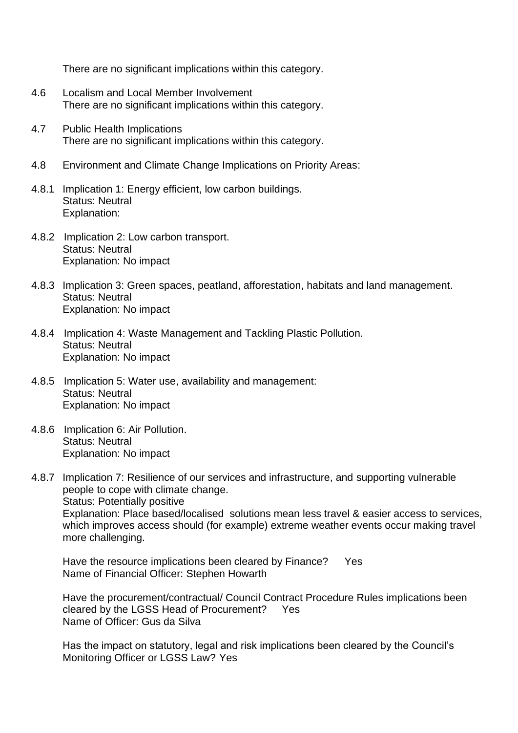There are no significant implications within this category.

4.6 Localism and Local Member Involvement
There are no significant implications within this category.

4.7 Public Health Implications
There are no significant implications within this category.

4.8 Environment and Climate Change Implications on Priority Areas:

4.8.1 Implication 1: Energy efficient, low carbon buildings.
Status: Neutral
Explanation:

4.8.2 Implication 2: Low carbon transport.
Status: Neutral
Explanation: No impact

4.8.3 Implication 3: Green spaces, peatland, afforestation, habitats and land management.
Status: Neutral
Explanation: No impact

4.8.4 Implication 4: Waste Management and Tackling Plastic Pollution.
Status: Neutral
Explanation: No impact

4.8.5 Implication 5: Water use, availability and management:
Status: Neutral
Explanation: No impact

4.8.6 Implication 6: Air Pollution.
Status: Neutral
Explanation: No impact

4.8.7 Implication 7: Resilience of our services and infrastructure, and supporting vulnerable people to cope with climate change.
Status: Potentially positive
Explanation: Place based/localised solutions mean less travel & easier access to services, which improves access should (for example) extreme weather events occur making travel more challenging.

Have the resource implications been cleared by Finance? Yes
Name of Financial Officer: Stephen Howarth

Have the procurement/contractual/ Council Contract Procedure Rules implications been cleared by the LGSS Head of Procurement? Yes
Name of Officer: Gus da Silva

Has the impact on statutory, legal and risk implications been cleared by the Council's Monitoring Officer or LGSS Law? Yes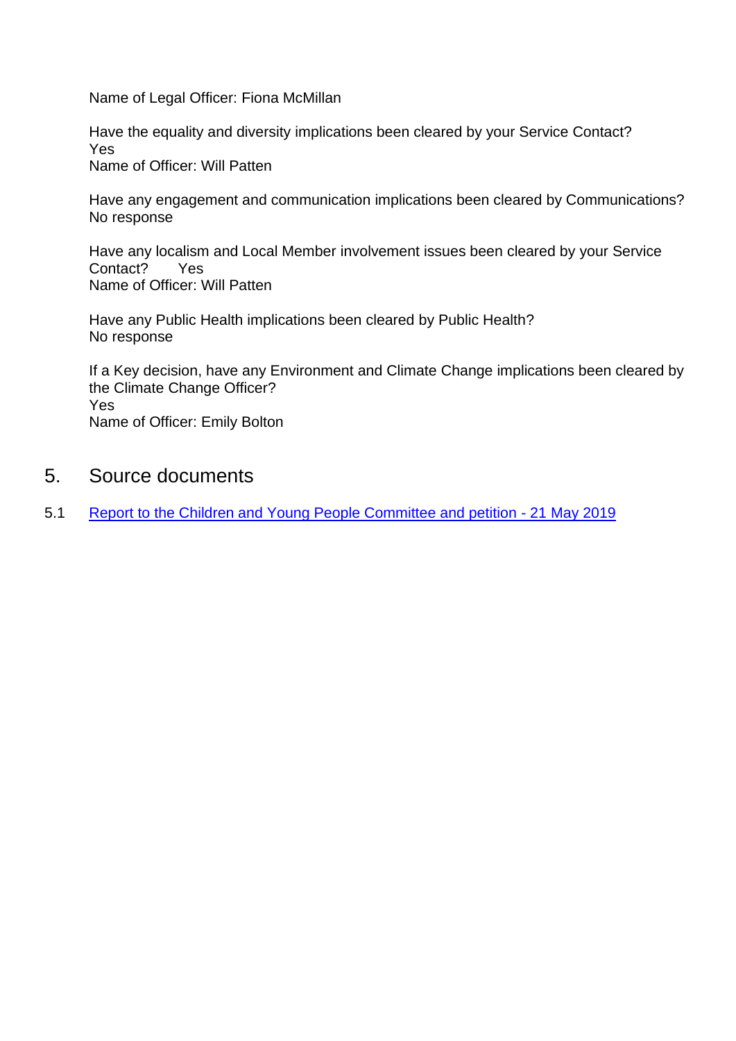Name of Legal Officer: Fiona McMillan

Have the equality and diversity implications been cleared by your Service Contact?
Yes
Name of Officer: Will Patten

Have any engagement and communication implications been cleared by Communications?
No response

Have any localism and Local Member involvement issues been cleared by your Service Contact? Yes
Name of Officer: Will Patten

Have any Public Health implications been cleared by Public Health?
No response

If a Key decision, have any Environment and Climate Change implications been cleared by the Climate Change Officer?
Yes
Name of Officer: Emily Bolton

## 5. Source documents

5.1 Report to the Children and Young People Committee and petition - 21 May 2019